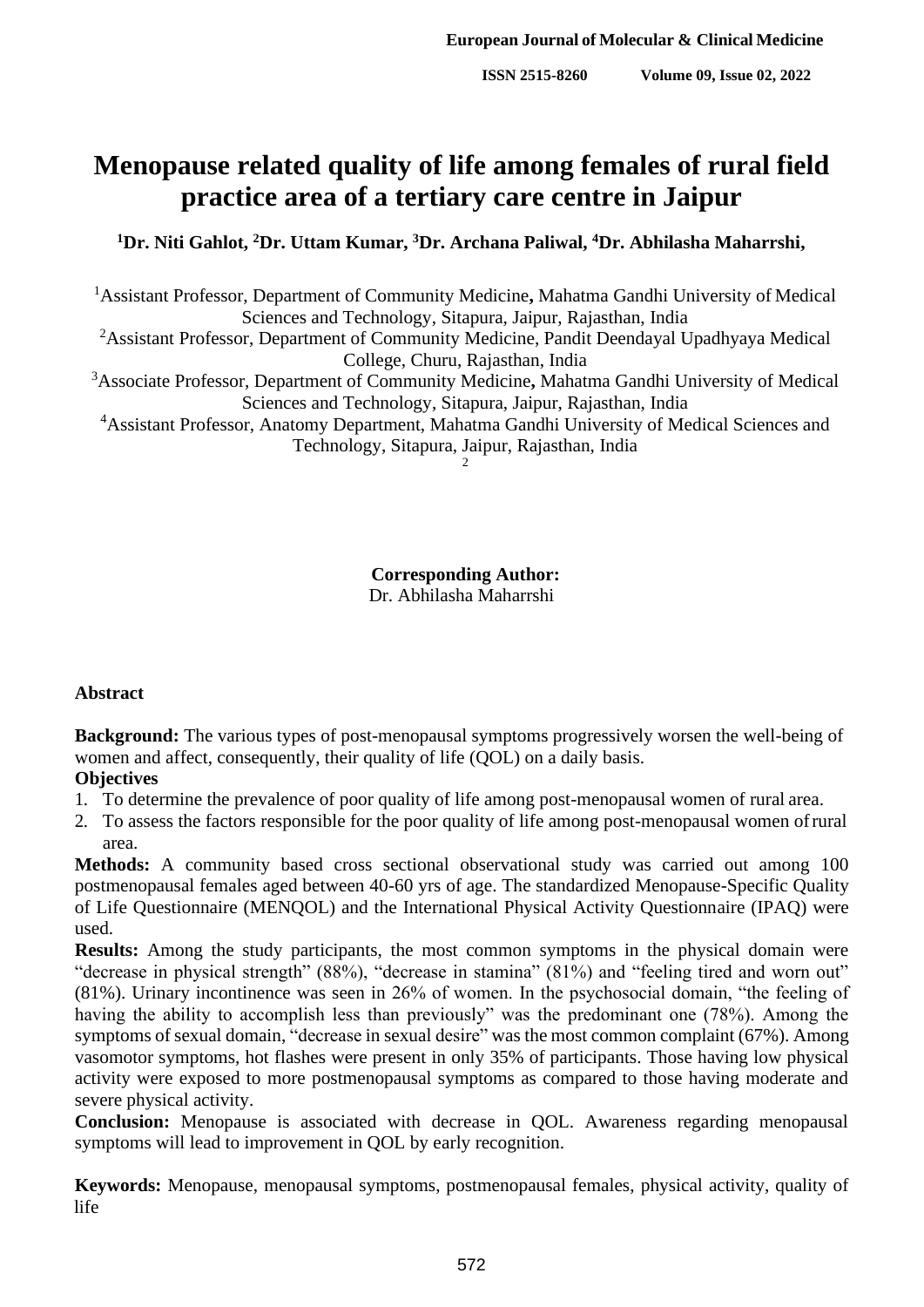# Menopause related quality of life among females of rural field practice area of a tertiary care centre in Jaipur

**[1]Dr. Niti Gahlot, [2]Dr. Uttam Kumar, [3]Dr. Archana Paliwal, [4]Dr. Abhilasha Maharrshi,**

[1]Assistant Professor, Department of Community Medicine**,** Mahatma Gandhi University of Medical Sciences and Technology, Sitapura, Jaipur, Rajasthan, India

[2]Assistant Professor, Department of Community Medicine, Pandit Deendayal Upadhyaya Medical College, Churu, Rajasthan, India

[3]Associate Professor, Department of Community Medicine**,** Mahatma Gandhi University of Medical Sciences and Technology, Sitapura, Jaipur, Rajasthan, India

[4]Assistant Professor, Anatomy Department, Mahatma Gandhi University of Medical Sciences and Technology, Sitapura, Jaipur, Rajasthan, India

2

**Corresponding Author:**
Dr. Abhilasha Maharrshi

## Abstract

**Background:** The various types of post-menopausal symptoms progressively worsen the well-being of women and affect, consequently, their quality of life (QOL) on a daily basis.

**Objectives**

1. To determine the prevalence of poor quality of life among post-menopausal women of rural area.
2. To assess the factors responsible for the poor quality of life among post-menopausal women of rural area.

**Methods:** A community based cross sectional observational study was carried out among 100 postmenopausal females aged between 40-60 yrs of age. The standardized Menopause-Specific Quality of Life Questionnaire (MENQOL) and the International Physical Activity Questionnaire (IPAQ) were used.

**Results:** Among the study participants, the most common symptoms in the physical domain were "decrease in physical strength" (88%), "decrease in stamina" (81%) and "feeling tired and worn out" (81%). Urinary incontinence was seen in 26% of women. In the psychosocial domain, "the feeling of having the ability to accomplish less than previously" was the predominant one (78%). Among the symptoms of sexual domain, "decrease in sexual desire" was the most common complaint (67%). Among vasomotor symptoms, hot flashes were present in only 35% of participants. Those having low physical activity were exposed to more postmenopausal symptoms as compared to those having moderate and severe physical activity.

**Conclusion:** Menopause is associated with decrease in QOL. Awareness regarding menopausal symptoms will lead to improvement in QOL by early recognition.

**Keywords:** Menopause, menopausal symptoms, postmenopausal females, physical activity, quality of life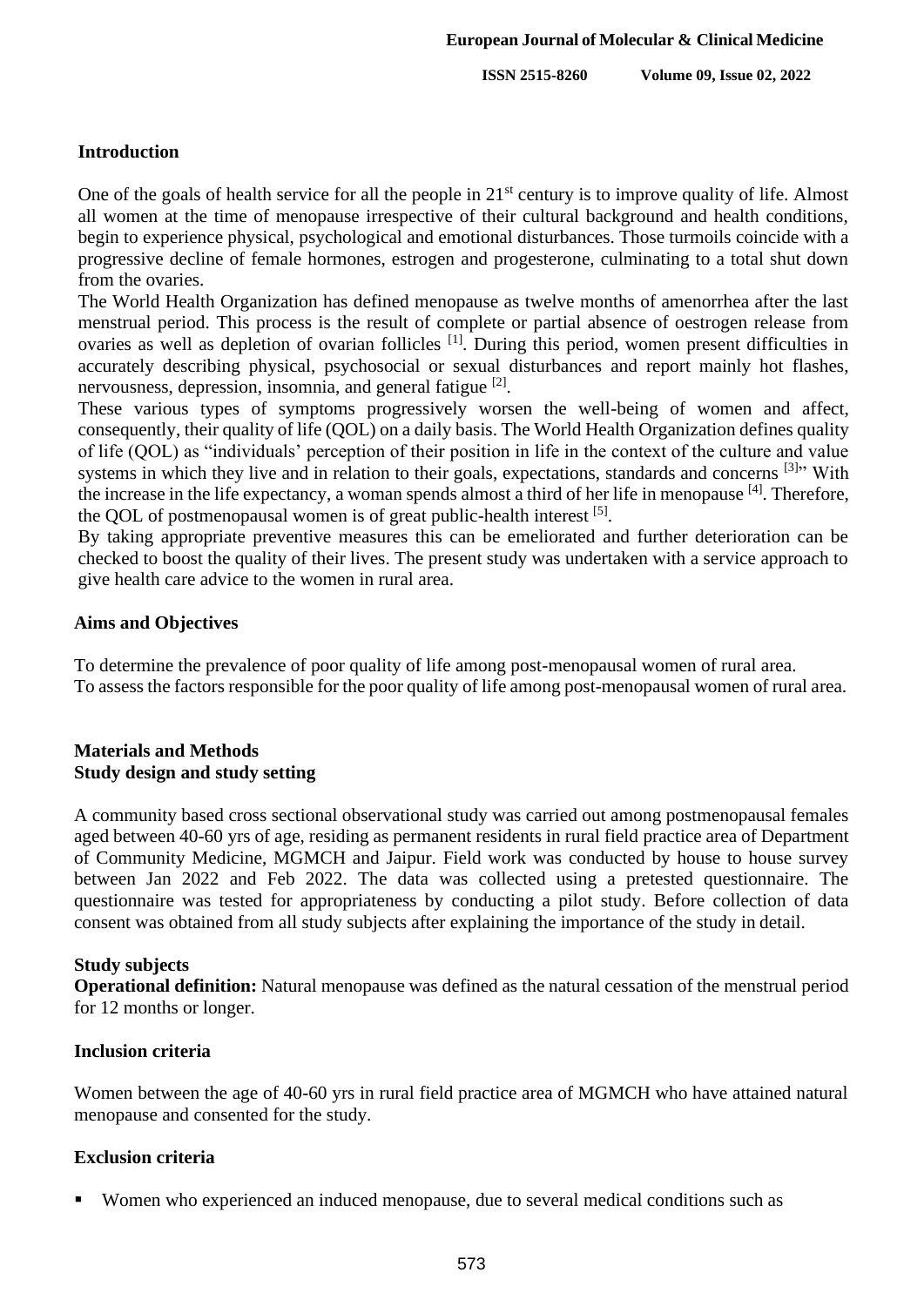## Introduction

One of the goals of health service for all the people in 21st century is to improve quality of life. Almost all women at the time of menopause irrespective of their cultural background and health conditions, begin to experience physical, psychological and emotional disturbances. Those turmoils coincide with a progressive decline of female hormones, estrogen and progesterone, culminating to a total shut down from the ovaries.

The World Health Organization has defined menopause as twelve months of amenorrhea after the last menstrual period. This process is the result of complete or partial absence of oestrogen release from ovaries as well as depletion of ovarian follicles [1]. During this period, women present difficulties in accurately describing physical, psychosocial or sexual disturbances and report mainly hot flashes, nervousness, depression, insomnia, and general fatigue [2].

These various types of symptoms progressively worsen the well-being of women and affect, consequently, their quality of life (QOL) on a daily basis. The World Health Organization defines quality of life (QOL) as "individuals' perception of their position in life in the context of the culture and value systems in which they live and in relation to their goals, expectations, standards and concerns [3]" With the increase in the life expectancy, a woman spends almost a third of her life in menopause [4]. Therefore, the QOL of postmenopausal women is of great public-health interest [5].

By taking appropriate preventive measures this can be emeliorated and further deterioration can be checked to boost the quality of their lives. The present study was undertaken with a service approach to give health care advice to the women in rural area.

## Aims and Objectives

To determine the prevalence of poor quality of life among post-menopausal women of rural area.
To assess the factors responsible for the poor quality of life among post-menopausal women of rural area.

## Materials and Methods

### Study design and study setting

A community based cross sectional observational study was carried out among postmenopausal females aged between 40-60 yrs of age, residing as permanent residents in rural field practice area of Department of Community Medicine, MGMCH and Jaipur. Field work was conducted by house to house survey between Jan 2022 and Feb 2022. The data was collected using a pretested questionnaire. The questionnaire was tested for appropriateness by conducting a pilot study. Before collection of data consent was obtained from all study subjects after explaining the importance of the study in detail.

### Study subjects

**Operational definition:** Natural menopause was defined as the natural cessation of the menstrual period for 12 months or longer.

### Inclusion criteria

Women between the age of 40-60 yrs in rural field practice area of MGMCH who have attained natural menopause and consented for the study.

### Exclusion criteria

- Women who experienced an induced menopause, due to several medical conditions such as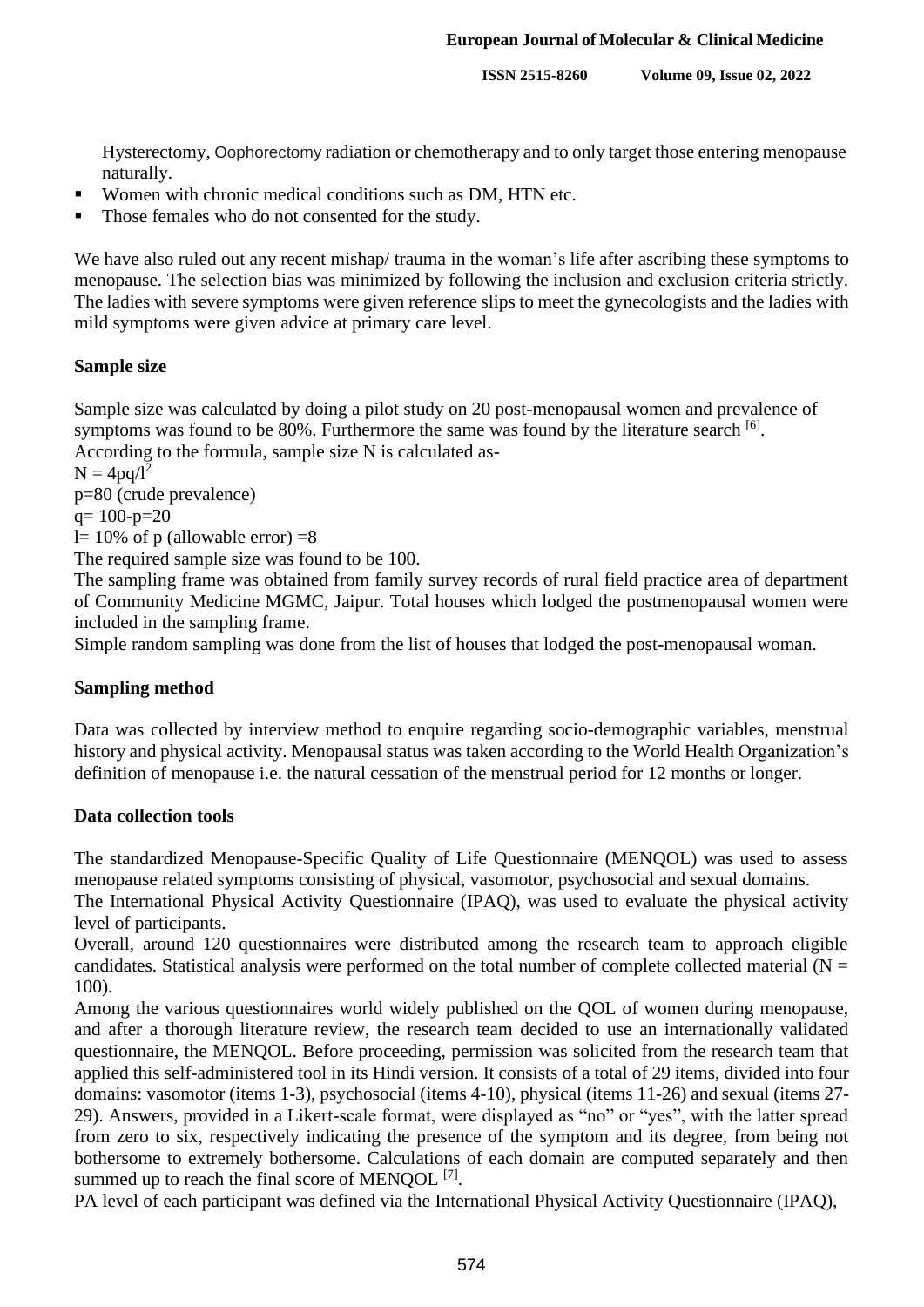Hysterectomy, Oophorectomy radiation or chemotherapy and to only target those entering menopause naturally.

- Women with chronic medical conditions such as DM, HTN etc.
- Those females who do not consented for the study.

We have also ruled out any recent mishap/ trauma in the woman's life after ascribing these symptoms to menopause. The selection bias was minimized by following the inclusion and exclusion criteria strictly. The ladies with severe symptoms were given reference slips to meet the gynecologists and the ladies with mild symptoms were given advice at primary care level.

## Sample size

Sample size was calculated by doing a pilot study on 20 post-menopausal women and prevalence of symptoms was found to be 80%. Furthermore the same was found by the literature search [6].

According to the formula, sample size N is calculated as-

$N = 4pq/l^2$

p=80 (crude prevalence)

q= 100-p=20

l= 10% of p (allowable error) =8

The required sample size was found to be 100.

The sampling frame was obtained from family survey records of rural field practice area of department of Community Medicine MGMC, Jaipur. Total houses which lodged the postmenopausal women were included in the sampling frame.

Simple random sampling was done from the list of houses that lodged the post-menopausal woman.

## Sampling method

Data was collected by interview method to enquire regarding socio-demographic variables, menstrual history and physical activity. Menopausal status was taken according to the World Health Organization's definition of menopause i.e. the natural cessation of the menstrual period for 12 months or longer.

## Data collection tools

The standardized Menopause-Specific Quality of Life Questionnaire (MENQOL) was used to assess menopause related symptoms consisting of physical, vasomotor, psychosocial and sexual domains.

The International Physical Activity Questionnaire (IPAQ), was used to evaluate the physical activity level of participants.

Overall, around 120 questionnaires were distributed among the research team to approach eligible candidates. Statistical analysis were performed on the total number of complete collected material (N = 100).

Among the various questionnaires world widely published on the QOL of women during menopause, and after a thorough literature review, the research team decided to use an internationally validated questionnaire, the MENQOL. Before proceeding, permission was solicited from the research team that applied this self-administered tool in its Hindi version. It consists of a total of 29 items, divided into four domains: vasomotor (items 1-3), psychosocial (items 4-10), physical (items 11-26) and sexual (items 27-29). Answers, provided in a Likert-scale format, were displayed as "no" or "yes", with the latter spread from zero to six, respectively indicating the presence of the symptom and its degree, from being not bothersome to extremely bothersome. Calculations of each domain are computed separately and then summed up to reach the final score of MENQOL [7].

PA level of each participant was defined via the International Physical Activity Questionnaire (IPAQ),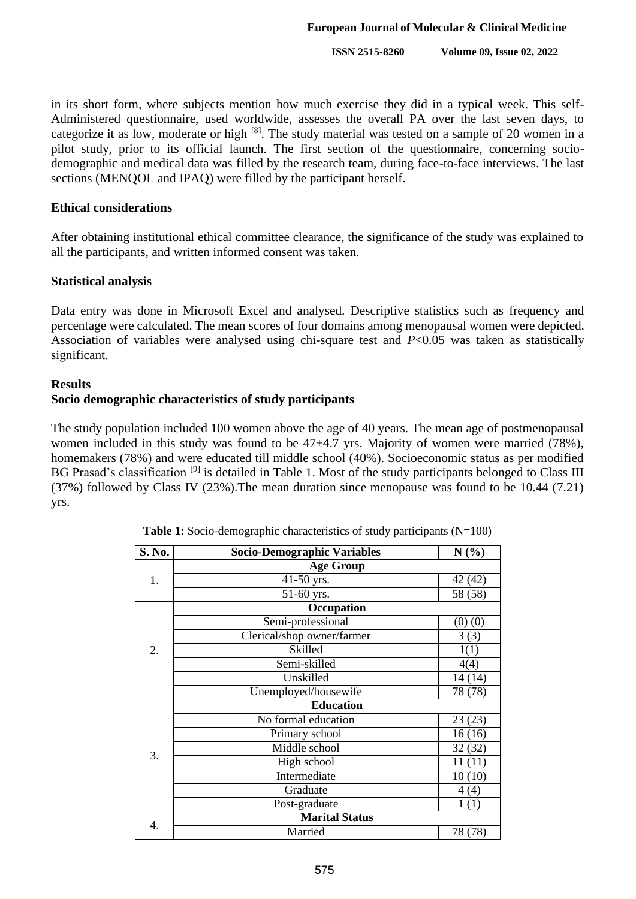in its short form, where subjects mention how much exercise they did in a typical week. This self-Administered questionnaire, used worldwide, assesses the overall PA over the last seven days, to categorize it as low, moderate or high [8]. The study material was tested on a sample of 20 women in a pilot study, prior to its official launch. The first section of the questionnaire, concerning socio-demographic and medical data was filled by the research team, during face-to-face interviews. The last sections (MENQOL and IPAQ) were filled by the participant herself.

### Ethical considerations

After obtaining institutional ethical committee clearance, the significance of the study was explained to all the participants, and written informed consent was taken.

### Statistical analysis

Data entry was done in Microsoft Excel and analysed. Descriptive statistics such as frequency and percentage were calculated. The mean scores of four domains among menopausal women were depicted. Association of variables were analysed using chi-square test and $P<0.05$ was taken as statistically significant.

## Results

### Socio demographic characteristics of study participants

The study population included 100 women above the age of 40 years. The mean age of postmenopausal women included in this study was found to be 47±4.7 yrs. Majority of women were married (78%), homemakers (78%) and were educated till middle school (40%). Socioeconomic status as per modified BG Prasad's classification [9] is detailed in Table 1. Most of the study participants belonged to Class III (37%) followed by Class IV (23%).The mean duration since menopause was found to be 10.44 (7.21) yrs.

**Table 1:** Socio-demographic characteristics of study participants (N=100)

| S. No. | Socio-Demographic Variables | N (%) |
|---|---|---|
| 1. | **Age Group** | |
| | 41-50 yrs. | 42 (42) |
| | 51-60 yrs. | 58 (58) |
| 2. | **Occupation** | |
| | Semi-professional | (0) (0) |
| | Clerical/shop owner/farmer | 3 (3) |
| | Skilled | 1(1) |
| | Semi-skilled | 4(4) |
| | Unskilled | 14 (14) |
| | Unemployed/housewife | 78 (78) |
| 3. | **Education** | |
| | No formal education | 23 (23) |
| | Primary school | 16 (16) |
| | Middle school | 32 (32) |
| | High school | 11 (11) |
| | Intermediate | 10 (10) |
| | Graduate | 4 (4) |
| | Post-graduate | 1 (1) |
| 4. | **Marital Status** | |
| | Married | 78 (78) |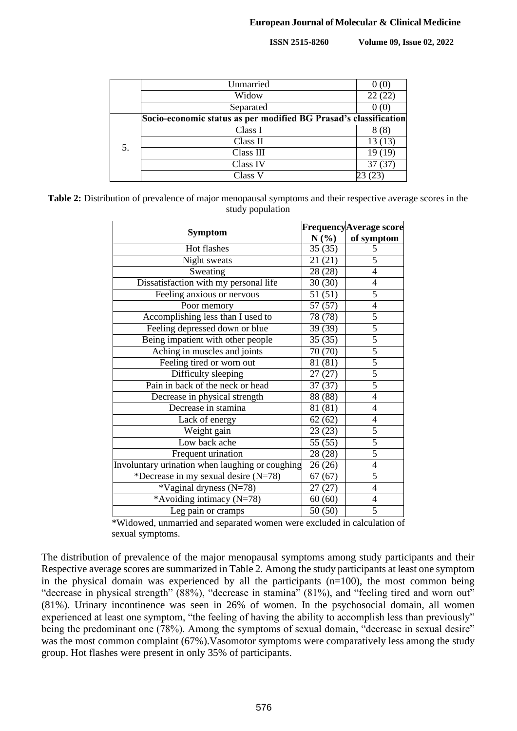| | | |
|---|---|---|
| | Unmarried | 0 (0) |
| | Widow | 22 (22) |
| | Separated | 0 (0) |
| 5. | **Socio-economic status as per modified BG Prasad's classification** | |
| | Class I | 8 (8) |
| | Class II | 13 (13) |
| | Class III | 19 (19) |
| | Class IV | 37 (37) |
| | Class V | 23 (23) |

**Table 2:** Distribution of prevalence of major menopausal symptoms and their respective average scores in the study population

| Symptom | Frequency N (%) | Average score of symptom |
|---|---|---|
| Hot flashes | 35 (35) | 5 |
| Night sweats | 21 (21) | 5 |
| Sweating | 28 (28) | 4 |
| Dissatisfaction with my personal life | 30 (30) | 4 |
| Feeling anxious or nervous | 51 (51) | 5 |
| Poor memory | 57 (57) | 4 |
| Accomplishing less than I used to | 78 (78) | 5 |
| Feeling depressed down or blue | 39 (39) | 5 |
| Being impatient with other people | 35 (35) | 5 |
| Aching in muscles and joints | 70 (70) | 5 |
| Feeling tired or worn out | 81 (81) | 5 |
| Difficulty sleeping | 27 (27) | 5 |
| Pain in back of the neck or head | 37 (37) | 5 |
| Decrease in physical strength | 88 (88) | 4 |
| Decrease in stamina | 81 (81) | 4 |
| Lack of energy | 62 (62) | 4 |
| Weight gain | 23 (23) | 5 |
| Low back ache | 55 (55) | 5 |
| Frequent urination | 28 (28) | 5 |
| Involuntary urination when laughing or coughing | 26 (26) | 4 |
| *Decrease in my sexual desire (N=78) | 67 (67) | 5 |
| *Vaginal dryness (N=78) | 27 (27) | 4 |
| *Avoiding intimacy (N=78) | 60 (60) | 4 |
| Leg pain or cramps | 50 (50) | 5 |

*Widowed, unmarried and separated women were excluded in calculation of sexual symptoms.

The distribution of prevalence of the major menopausal symptoms among study participants and their Respective average scores are summarized in Table 2. Among the study participants at least one symptom in the physical domain was experienced by all the participants (n=100), the most common being "decrease in physical strength" (88%), "decrease in stamina" (81%), and "feeling tired and worn out" (81%). Urinary incontinence was seen in 26% of women. In the psychosocial domain, all women experienced at least one symptom, "the feeling of having the ability to accomplish less than previously" being the predominant one (78%). Among the symptoms of sexual domain, "decrease in sexual desire" was the most common complaint (67%).Vasomotor symptoms were comparatively less among the study group. Hot flashes were present in only 35% of participants.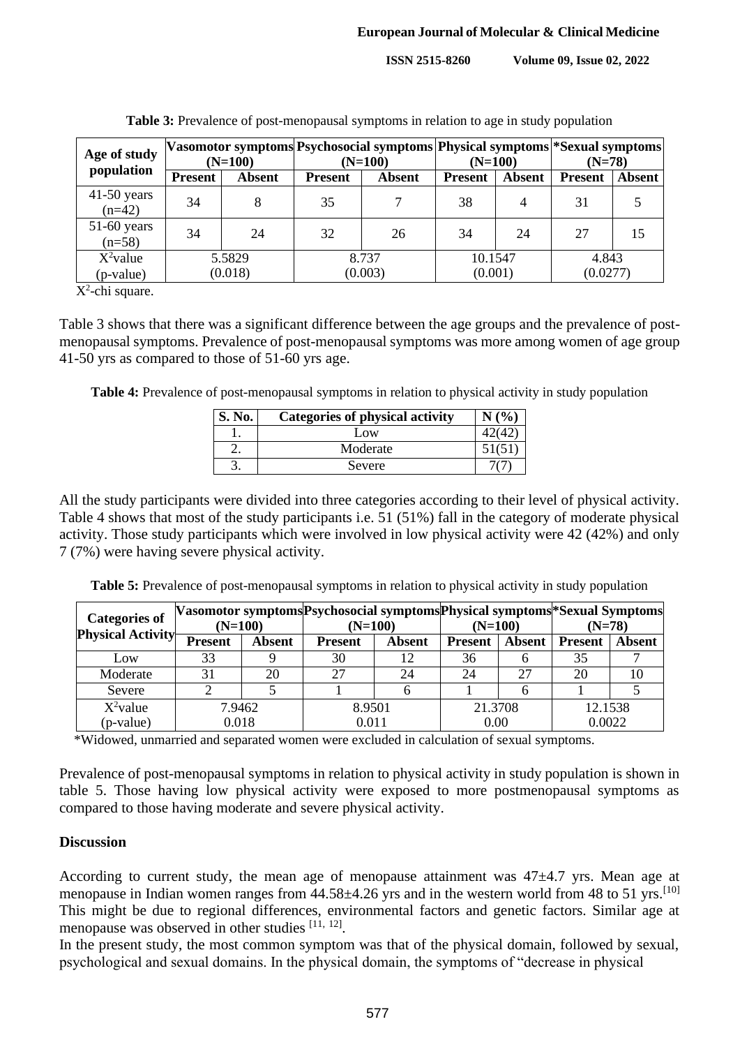**Table 3:** Prevalence of post-menopausal symptoms in relation to age in study population

| Age of study population | Vasomotor symptoms (N=100) | | Psychosocial symptoms (N=100) | | Physical symptoms (N=100) | | *Sexual symptoms (N=78) | |
|---|---|---|---|---|---|---|---|---|
| | Present | Absent | Present | Absent | Present | Absent | Present | Absent |
| 41-50 years (n=42) | 34 | 8 | 35 | 7 | 38 | 4 | 31 | 5 |
| 51-60 years (n=58) | 34 | 24 | 32 | 26 | 34 | 24 | 27 | 15 |
| $X^2$value (p-value) | 5.5829 (0.018) | | 8.737 (0.003) | | 10.1547 (0.001) | | 4.843 (0.0277) | |

$X^2$-chi square.

Table 3 shows that there was a significant difference between the age groups and the prevalence of post-menopausal symptoms. Prevalence of post-menopausal symptoms was more among women of age group 41-50 yrs as compared to those of 51-60 yrs age.

**Table 4:** Prevalence of post-menopausal symptoms in relation to physical activity in study population

| S. No. | Categories of physical activity | N (%) |
|---|---|---|
| 1. | Low | 42(42) |
| 2. | Moderate | 51(51) |
| 3. | Severe | 7(7) |

All the study participants were divided into three categories according to their level of physical activity. Table 4 shows that most of the study participants i.e. 51 (51%) fall in the category of moderate physical activity. Those study participants which were involved in low physical activity were 42 (42%) and only 7 (7%) were having severe physical activity.

**Table 5:** Prevalence of post-menopausal symptoms in relation to physical activity in study population

| Categories of Physical Activity | Vasomotor symptoms (N=100) | | Psychosocial symptoms (N=100) | | Physical symptoms (N=100) | | *Sexual Symptoms (N=78) | |
|---|---|---|---|---|---|---|---|---|
| | Present | Absent | Present | Absent | Present | Absent | Present | Absent |
| Low | 33 | 9 | 30 | 12 | 36 | 6 | 35 | 7 |
| Moderate | 31 | 20 | 27 | 24 | 24 | 27 | 20 | 10 |
| Severe | 2 | 5 | 1 | 6 | 1 | 6 | 1 | 5 |
| $X^2$value (p-value) | 7.9462 0.018 | | 8.9501 0.011 | | 21.3708 0.00 | | 12.1538 0.0022 | |

*Widowed, unmarried and separated women were excluded in calculation of sexual symptoms.

Prevalence of post-menopausal symptoms in relation to physical activity in study population is shown in table 5. Those having low physical activity were exposed to more postmenopausal symptoms as compared to those having moderate and severe physical activity.

## Discussion

According to current study, the mean age of menopause attainment was 47±4.7 yrs. Mean age at menopause in Indian women ranges from 44.58±4.26 yrs and in the western world from 48 to 51 yrs.[10] This might be due to regional differences, environmental factors and genetic factors. Similar age at menopause was observed in other studies [11, 12].

In the present study, the most common symptom was that of the physical domain, followed by sexual, psychological and sexual domains. In the physical domain, the symptoms of "decrease in physical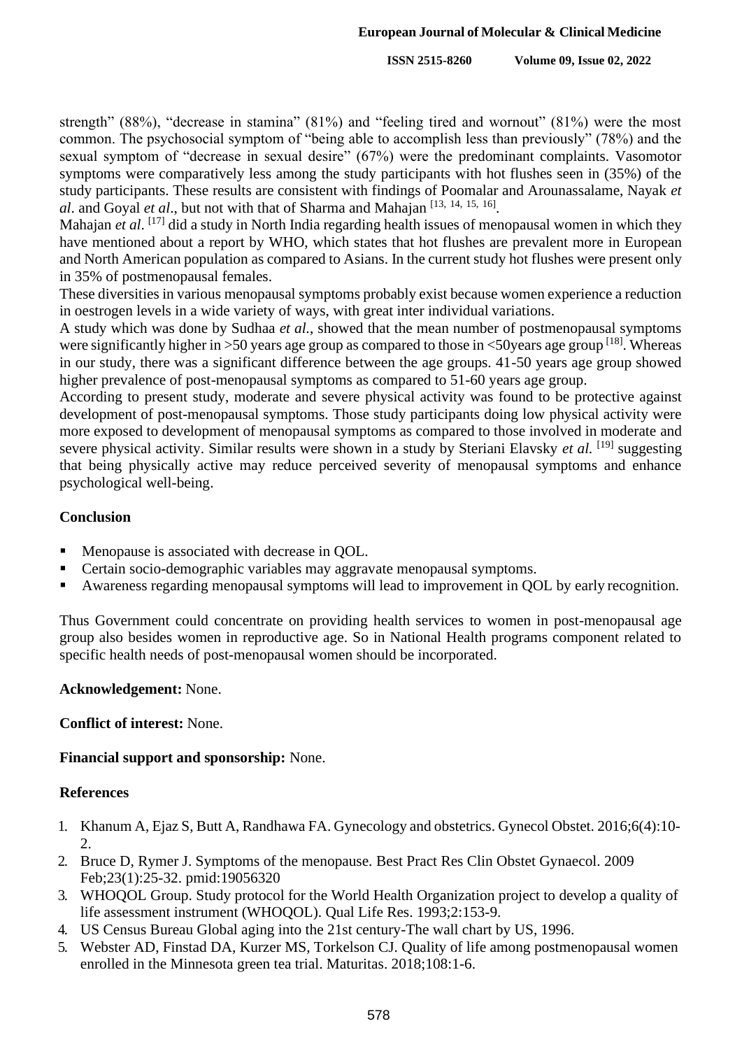strength" (88%), "decrease in stamina" (81%) and "feeling tired and wornout" (81%) were the most common. The psychosocial symptom of "being able to accomplish less than previously" (78%) and the sexual symptom of "decrease in sexual desire" (67%) were the predominant complaints. Vasomotor symptoms were comparatively less among the study participants with hot flushes seen in (35%) of the study participants. These results are consistent with findings of Poomalar and Arounassalame, Nayak *et al*. and Goyal *et al*., but not with that of Sharma and Mahajan [13, 14, 15, 16].

Mahajan *et al*. [17] did a study in North India regarding health issues of menopausal women in which they have mentioned about a report by WHO, which states that hot flushes are prevalent more in European and North American population as compared to Asians. In the current study hot flushes were present only in 35% of postmenopausal females.

These diversities in various menopausal symptoms probably exist because women experience a reduction in oestrogen levels in a wide variety of ways, with great inter individual variations.

A study which was done by Sudhaa *et al.*, showed that the mean number of postmenopausal symptoms were significantly higher in >50 years age group as compared to those in <50years age group [18]. Whereas in our study, there was a significant difference between the age groups. 41-50 years age group showed higher prevalence of post-menopausal symptoms as compared to 51-60 years age group.

According to present study, moderate and severe physical activity was found to be protective against development of post-menopausal symptoms. Those study participants doing low physical activity were more exposed to development of menopausal symptoms as compared to those involved in moderate and severe physical activity. Similar results were shown in a study by Steriani Elavsky *et al.* [19] suggesting that being physically active may reduce perceived severity of menopausal symptoms and enhance psychological well-being.

## Conclusion

- Menopause is associated with decrease in QOL.
- Certain socio-demographic variables may aggravate menopausal symptoms.
- Awareness regarding menopausal symptoms will lead to improvement in QOL by early recognition.

Thus Government could concentrate on providing health services to women in post-menopausal age group also besides women in reproductive age. So in National Health programs component related to specific health needs of post-menopausal women should be incorporated.

**Acknowledgement:** None.

**Conflict of interest:** None.

**Financial support and sponsorship:** None.

## References

1. Khanum A, Ejaz S, Butt A, Randhawa FA. Gynecology and obstetrics. Gynecol Obstet. 2016;6(4):10-2.
2. Bruce D, Rymer J. Symptoms of the menopause. Best Pract Res Clin Obstet Gynaecol. 2009 Feb;23(1):25-32. pmid:19056320
3. WHOQOL Group. Study protocol for the World Health Organization project to develop a quality of life assessment instrument (WHOQOL). Qual Life Res. 1993;2:153-9.
4. US Census Bureau Global aging into the 21st century-The wall chart by US, 1996.
5. Webster AD, Finstad DA, Kurzer MS, Torkelson CJ. Quality of life among postmenopausal women enrolled in the Minnesota green tea trial. Maturitas. 2018;108:1-6.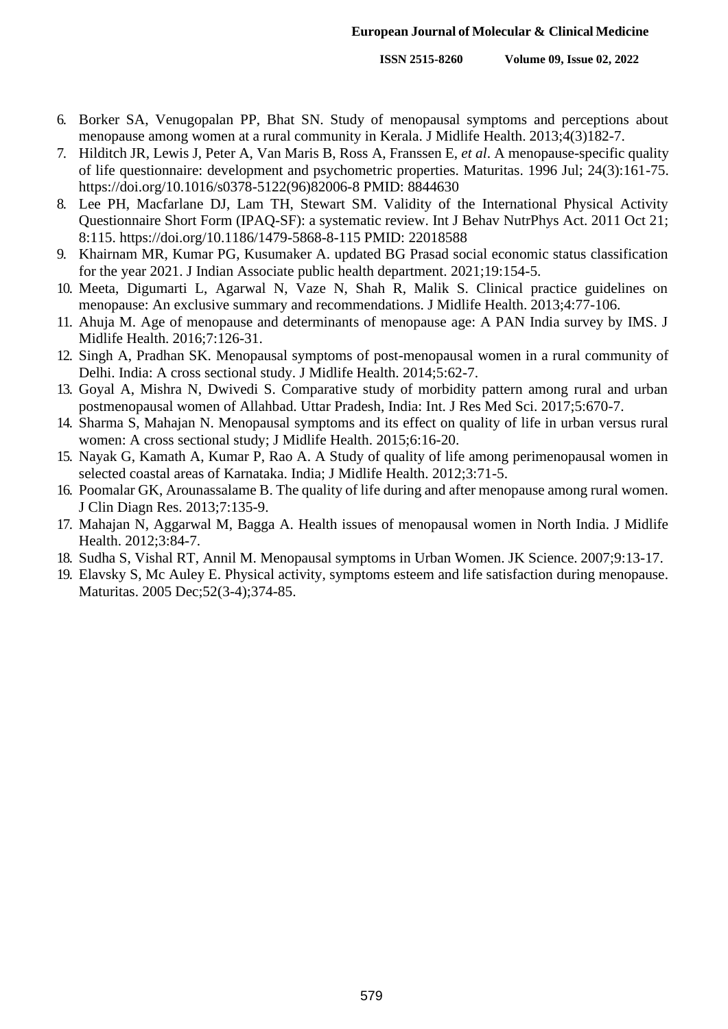6. Borker SA, Venugopalan PP, Bhat SN. Study of menopausal symptoms and perceptions about menopause among women at a rural community in Kerala. J Midlife Health. 2013;4(3)182-7.
7. Hilditch JR, Lewis J, Peter A, Van Maris B, Ross A, Franssen E, *et al*. A menopause-specific quality of life questionnaire: development and psychometric properties. Maturitas. 1996 Jul; 24(3):161-75. https://doi.org/10.1016/s0378-5122(96)82006-8 PMID: 8844630
8. Lee PH, Macfarlane DJ, Lam TH, Stewart SM. Validity of the International Physical Activity Questionnaire Short Form (IPAQ-SF): a systematic review. Int J Behav NutrPhys Act. 2011 Oct 21; 8:115. https://doi.org/10.1186/1479-5868-8-115 PMID: 22018588
9. Khairnam MR, Kumar PG, Kusumaker A. updated BG Prasad social economic status classification for the year 2021. J Indian Associate public health department. 2021;19:154-5.
10. Meeta, Digumarti L, Agarwal N, Vaze N, Shah R, Malik S. Clinical practice guidelines on menopause: An exclusive summary and recommendations. J Midlife Health. 2013;4:77-106.
11. Ahuja M. Age of menopause and determinants of menopause age: A PAN India survey by IMS. J Midlife Health. 2016;7:126-31.
12. Singh A, Pradhan SK. Menopausal symptoms of post-menopausal women in a rural community of Delhi. India: A cross sectional study. J Midlife Health. 2014;5:62-7.
13. Goyal A, Mishra N, Dwivedi S. Comparative study of morbidity pattern among rural and urban postmenopausal women of Allahbad. Uttar Pradesh, India: Int. J Res Med Sci. 2017;5:670-7.
14. Sharma S, Mahajan N. Menopausal symptoms and its effect on quality of life in urban versus rural women: A cross sectional study; J Midlife Health. 2015;6:16-20.
15. Nayak G, Kamath A, Kumar P, Rao A. A Study of quality of life among perimenopausal women in selected coastal areas of Karnataka. India; J Midlife Health. 2012;3:71-5.
16. Poomalar GK, Arounassalame B. The quality of life during and after menopause among rural women. J Clin Diagn Res. 2013;7:135-9.
17. Mahajan N, Aggarwal M, Bagga A. Health issues of menopausal women in North India. J Midlife Health. 2012;3:84-7.
18. Sudha S, Vishal RT, Annil M. Menopausal symptoms in Urban Women. JK Science. 2007;9:13-17.
19. Elavsky S, Mc Auley E. Physical activity, symptoms esteem and life satisfaction during menopause. Maturitas. 2005 Dec;52(3-4);374-85.